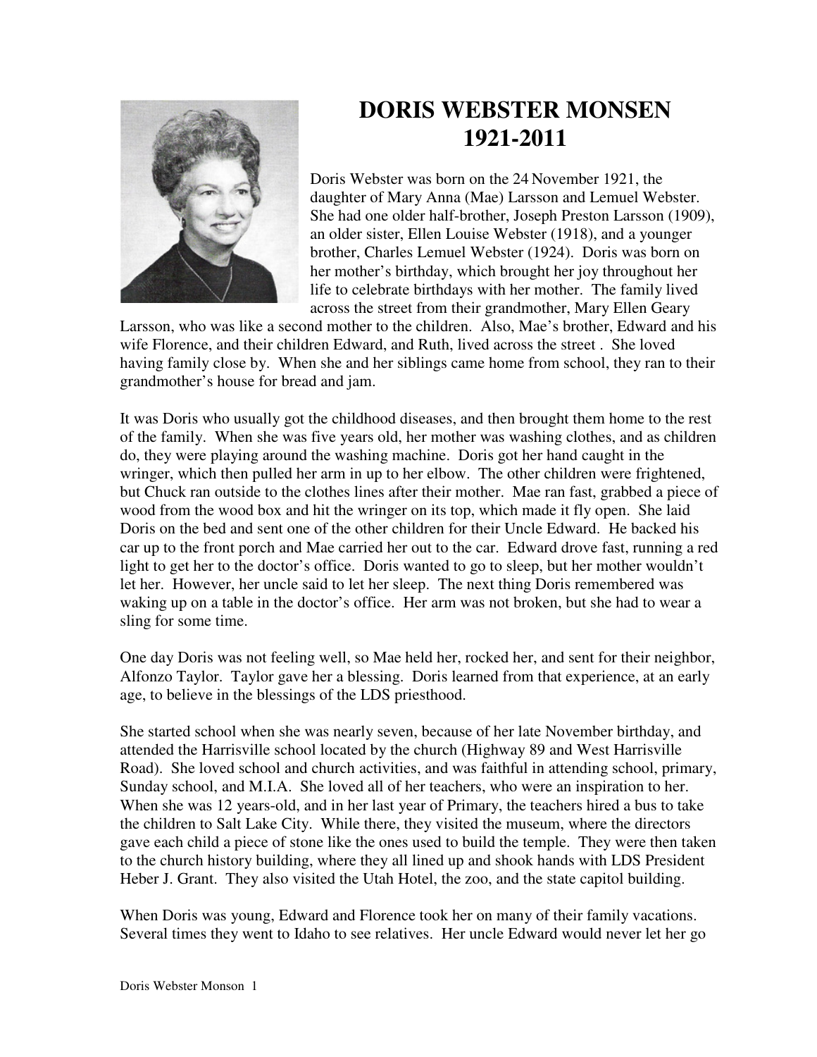# DORIS WEBSTER MONSEN
# 1921-2011

Doris Webster was born on the 24 November 1921, the daughter of Mary Anna (Mae) Larsson and Lemuel Webster. She had one older half-brother, Joseph Preston Larsson (1909), an older sister, Ellen Louise Webster (1918), and a younger brother, Charles Lemuel Webster (1924). Doris was born on her mother's birthday, which brought her joy throughout her life to celebrate birthdays with her mother. The family lived across the street from their grandmother, Mary Ellen Geary Larsson, who was like a second mother to the children. Also, Mae's brother, Edward and his wife Florence, and their children Edward, and Ruth, lived across the street . She loved having family close by. When she and her siblings came home from school, they ran to their grandmother's house for bread and jam.

It was Doris who usually got the childhood diseases, and then brought them home to the rest of the family. When she was five years old, her mother was washing clothes, and as children do, they were playing around the washing machine. Doris got her hand caught in the wringer, which then pulled her arm in up to her elbow. The other children were frightened, but Chuck ran outside to the clothes lines after their mother. Mae ran fast, grabbed a piece of wood from the wood box and hit the wringer on its top, which made it fly open. She laid Doris on the bed and sent one of the other children for their Uncle Edward. He backed his car up to the front porch and Mae carried her out to the car. Edward drove fast, running a red light to get her to the doctor's office. Doris wanted to go to sleep, but her mother wouldn't let her. However, her uncle said to let her sleep. The next thing Doris remembered was waking up on a table in the doctor's office. Her arm was not broken, but she had to wear a sling for some time.

One day Doris was not feeling well, so Mae held her, rocked her, and sent for their neighbor, Alfonzo Taylor. Taylor gave her a blessing. Doris learned from that experience, at an early age, to believe in the blessings of the LDS priesthood.

She started school when she was nearly seven, because of her late November birthday, and attended the Harrisville school located by the church (Highway 89 and West Harrisville Road). She loved school and church activities, and was faithful in attending school, primary, Sunday school, and M.I.A. She loved all of her teachers, who were an inspiration to her. When she was 12 years-old, and in her last year of Primary, the teachers hired a bus to take the children to Salt Lake City. While there, they visited the museum, where the directors gave each child a piece of stone like the ones used to build the temple. They were then taken to the church history building, where they all lined up and shook hands with LDS President Heber J. Grant. They also visited the Utah Hotel, the zoo, and the state capitol building.

When Doris was young, Edward and Florence took her on many of their family vacations. Several times they went to Idaho to see relatives. Her uncle Edward would never let her go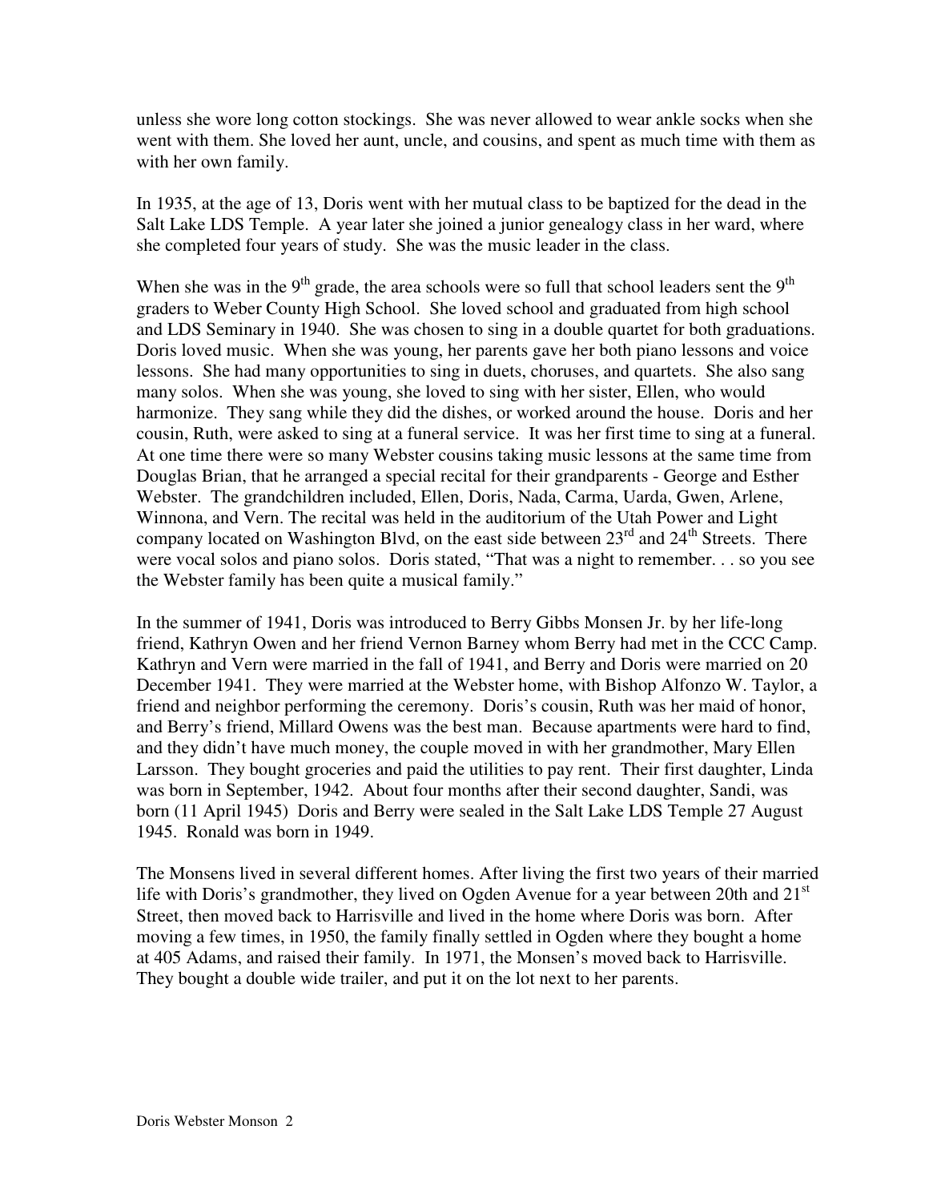unless she wore long cotton stockings. She was never allowed to wear ankle socks when she went with them. She loved her aunt, uncle, and cousins, and spent as much time with them as with her own family.

In 1935, at the age of 13, Doris went with her mutual class to be baptized for the dead in the Salt Lake LDS Temple. A year later she joined a junior genealogy class in her ward, where she completed four years of study. She was the music leader in the class.

When she was in the 9th grade, the area schools were so full that school leaders sent the 9th graders to Weber County High School. She loved school and graduated from high school and LDS Seminary in 1940. She was chosen to sing in a double quartet for both graduations. Doris loved music. When she was young, her parents gave her both piano lessons and voice lessons. She had many opportunities to sing in duets, choruses, and quartets. She also sang many solos. When she was young, she loved to sing with her sister, Ellen, who would harmonize. They sang while they did the dishes, or worked around the house. Doris and her cousin, Ruth, were asked to sing at a funeral service. It was her first time to sing at a funeral. At one time there were so many Webster cousins taking music lessons at the same time from Douglas Brian, that he arranged a special recital for their grandparents - George and Esther Webster. The grandchildren included, Ellen, Doris, Nada, Carma, Uarda, Gwen, Arlene, Winnona, and Vern. The recital was held in the auditorium of the Utah Power and Light company located on Washington Blvd, on the east side between 23rd and 24th Streets. There were vocal solos and piano solos. Doris stated, "That was a night to remember. . . so you see the Webster family has been quite a musical family."

In the summer of 1941, Doris was introduced to Berry Gibbs Monsen Jr. by her life-long friend, Kathryn Owen and her friend Vernon Barney whom Berry had met in the CCC Camp. Kathryn and Vern were married in the fall of 1941, and Berry and Doris were married on 20 December 1941. They were married at the Webster home, with Bishop Alfonzo W. Taylor, a friend and neighbor performing the ceremony. Doris's cousin, Ruth was her maid of honor, and Berry's friend, Millard Owens was the best man. Because apartments were hard to find, and they didn't have much money, the couple moved in with her grandmother, Mary Ellen Larsson. They bought groceries and paid the utilities to pay rent. Their first daughter, Linda was born in September, 1942. About four months after their second daughter, Sandi, was born (11 April 1945) Doris and Berry were sealed in the Salt Lake LDS Temple 27 August 1945. Ronald was born in 1949.

The Monsens lived in several different homes. After living the first two years of their married life with Doris's grandmother, they lived on Ogden Avenue for a year between 20th and 21st Street, then moved back to Harrisville and lived in the home where Doris was born. After moving a few times, in 1950, the family finally settled in Ogden where they bought a home at 405 Adams, and raised their family. In 1971, the Monsen's moved back to Harrisville. They bought a double wide trailer, and put it on the lot next to her parents.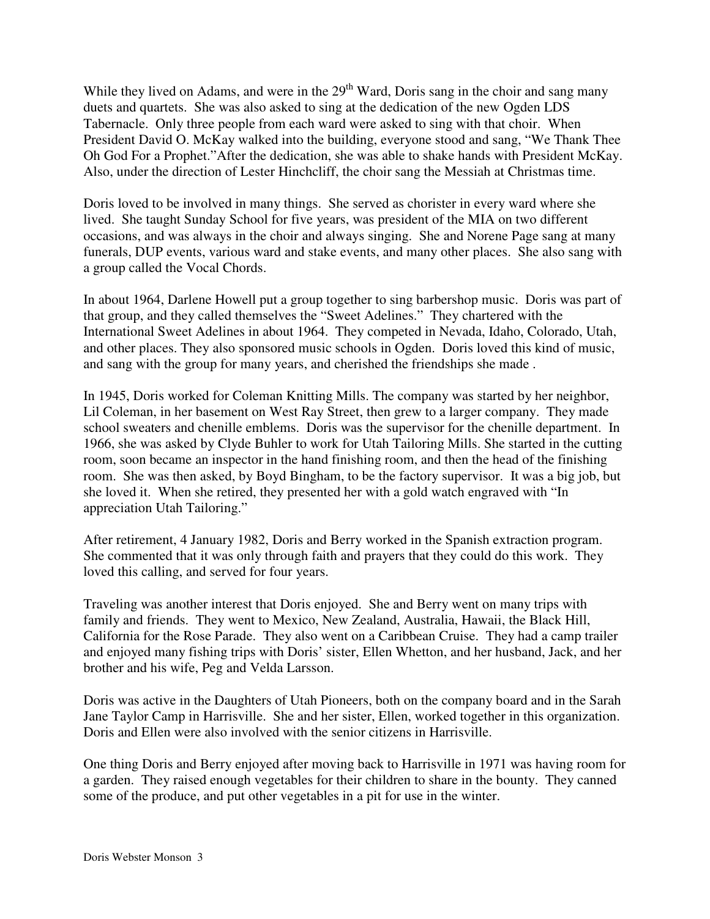While they lived on Adams, and were in the 29th Ward, Doris sang in the choir and sang many duets and quartets. She was also asked to sing at the dedication of the new Ogden LDS Tabernacle. Only three people from each ward were asked to sing with that choir. When President David O. McKay walked into the building, everyone stood and sang, "We Thank Thee Oh God For a Prophet."After the dedication, she was able to shake hands with President McKay. Also, under the direction of Lester Hinchcliff, the choir sang the Messiah at Christmas time.

Doris loved to be involved in many things. She served as chorister in every ward where she lived. She taught Sunday School for five years, was president of the MIA on two different occasions, and was always in the choir and always singing. She and Norene Page sang at many funerals, DUP events, various ward and stake events, and many other places. She also sang with a group called the Vocal Chords.

In about 1964, Darlene Howell put a group together to sing barbershop music. Doris was part of that group, and they called themselves the "Sweet Adelines." They chartered with the International Sweet Adelines in about 1964. They competed in Nevada, Idaho, Colorado, Utah, and other places. They also sponsored music schools in Ogden. Doris loved this kind of music, and sang with the group for many years, and cherished the friendships she made .

In 1945, Doris worked for Coleman Knitting Mills. The company was started by her neighbor, Lil Coleman, in her basement on West Ray Street, then grew to a larger company. They made school sweaters and chenille emblems. Doris was the supervisor for the chenille department. In 1966, she was asked by Clyde Buhler to work for Utah Tailoring Mills. She started in the cutting room, soon became an inspector in the hand finishing room, and then the head of the finishing room. She was then asked, by Boyd Bingham, to be the factory supervisor. It was a big job, but she loved it. When she retired, they presented her with a gold watch engraved with "In appreciation Utah Tailoring."

After retirement, 4 January 1982, Doris and Berry worked in the Spanish extraction program. She commented that it was only through faith and prayers that they could do this work. They loved this calling, and served for four years.

Traveling was another interest that Doris enjoyed. She and Berry went on many trips with family and friends. They went to Mexico, New Zealand, Australia, Hawaii, the Black Hill, California for the Rose Parade. They also went on a Caribbean Cruise. They had a camp trailer and enjoyed many fishing trips with Doris' sister, Ellen Whetton, and her husband, Jack, and her brother and his wife, Peg and Velda Larsson.

Doris was active in the Daughters of Utah Pioneers, both on the company board and in the Sarah Jane Taylor Camp in Harrisville. She and her sister, Ellen, worked together in this organization. Doris and Ellen were also involved with the senior citizens in Harrisville.

One thing Doris and Berry enjoyed after moving back to Harrisville in 1971 was having room for a garden. They raised enough vegetables for their children to share in the bounty. They canned some of the produce, and put other vegetables in a pit for use in the winter.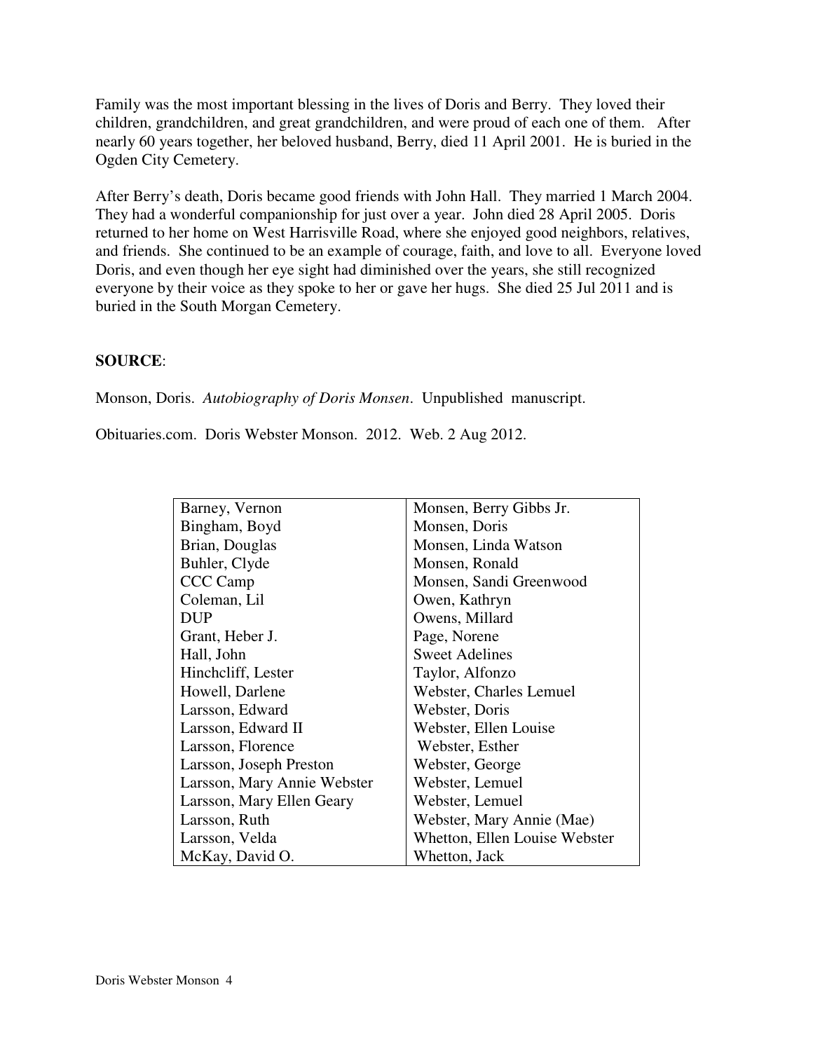Family was the most important blessing in the lives of Doris and Berry. They loved their children, grandchildren, and great grandchildren, and were proud of each one of them. After nearly 60 years together, her beloved husband, Berry, died 11 April 2001. He is buried in the Ogden City Cemetery.

After Berry's death, Doris became good friends with John Hall. They married 1 March 2004. They had a wonderful companionship for just over a year. John died 28 April 2005. Doris returned to her home on West Harrisville Road, where she enjoyed good neighbors, relatives, and friends. She continued to be an example of courage, faith, and love to all. Everyone loved Doris, and even though her eye sight had diminished over the years, she still recognized everyone by their voice as they spoke to her or gave her hugs. She died 25 Jul 2011 and is buried in the South Morgan Cemetery.

**SOURCE**:

Monson, Doris. *Autobiography of Doris Monsen*. Unpublished manuscript.

Obituaries.com. Doris Webster Monson. 2012. Web. 2 Aug 2012.

| | |
|---|---|
| Barney, Vernon | Monsen, Berry Gibbs Jr. |
| Bingham, Boyd | Monsen, Doris |
| Brian, Douglas | Monsen, Linda Watson |
| Buhler, Clyde | Monsen, Ronald |
| CCC Camp | Monsen, Sandi Greenwood |
| Coleman, Lil | Owen, Kathryn |
| DUP | Owens, Millard |
| Grant, Heber J. | Page, Norene |
| Hall, John | Sweet Adelines |
| Hinchcliff, Lester | Taylor, Alfonzo |
| Howell, Darlene | Webster, Charles Lemuel |
| Larsson, Edward | Webster, Doris |
| Larsson, Edward II | Webster, Ellen Louise |
| Larsson, Florence | Webster, Esther |
| Larsson, Joseph Preston | Webster, George |
| Larsson, Mary Annie Webster | Webster, Lemuel |
| Larsson, Mary Ellen Geary | Webster, Lemuel |
| Larsson, Ruth | Webster, Mary Annie (Mae) |
| Larsson, Velda | Whetton, Ellen Louise Webster |
| McKay, David O. | Whetton, Jack |